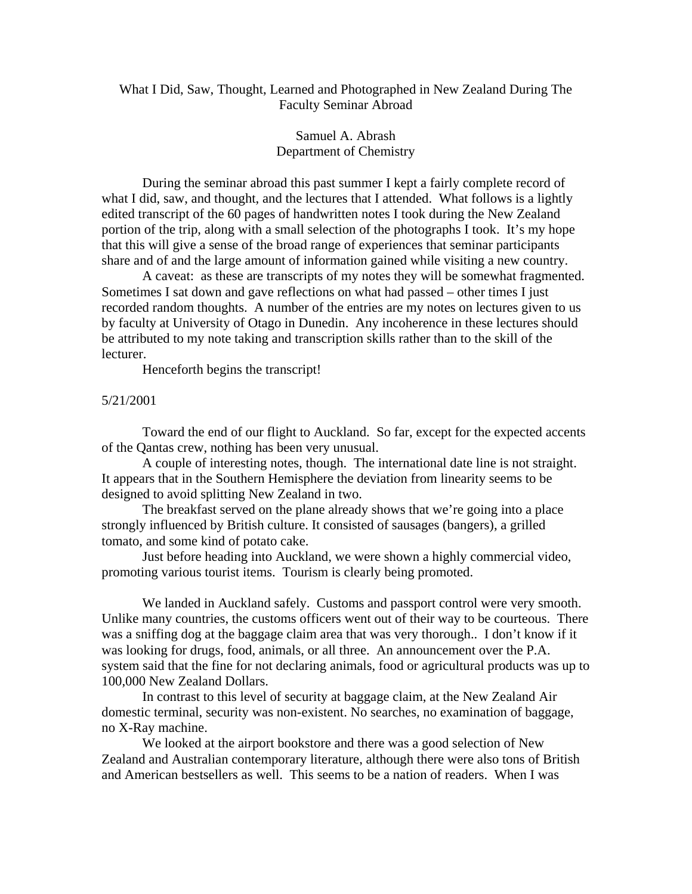# What I Did, Saw, Thought, Learned and Photographed in New Zealand During The Faculty Seminar Abroad

Samuel A. Abrash
Department of Chemistry

During the seminar abroad this past summer I kept a fairly complete record of what I did, saw, and thought, and the lectures that I attended. What follows is a lightly edited transcript of the 60 pages of handwritten notes I took during the New Zealand portion of the trip, along with a small selection of the photographs I took. It's my hope that this will give a sense of the broad range of experiences that seminar participants share and of and the large amount of information gained while visiting a new country.

A caveat: as these are transcripts of my notes they will be somewhat fragmented. Sometimes I sat down and gave reflections on what had passed – other times I just recorded random thoughts. A number of the entries are my notes on lectures given to us by faculty at University of Otago in Dunedin. Any incoherence in these lectures should be attributed to my note taking and transcription skills rather than to the skill of the lecturer.

Henceforth begins the transcript!

5/21/2001

Toward the end of our flight to Auckland. So far, except for the expected accents of the Qantas crew, nothing has been very unusual.

A couple of interesting notes, though. The international date line is not straight. It appears that in the Southern Hemisphere the deviation from linearity seems to be designed to avoid splitting New Zealand in two.

The breakfast served on the plane already shows that we're going into a place strongly influenced by British culture. It consisted of sausages (bangers), a grilled tomato, and some kind of potato cake.

Just before heading into Auckland, we were shown a highly commercial video, promoting various tourist items. Tourism is clearly being promoted.

We landed in Auckland safely. Customs and passport control were very smooth. Unlike many countries, the customs officers went out of their way to be courteous. There was a sniffing dog at the baggage claim area that was very thorough.. I don't know if it was looking for drugs, food, animals, or all three. An announcement over the P.A. system said that the fine for not declaring animals, food or agricultural products was up to 100,000 New Zealand Dollars.

In contrast to this level of security at baggage claim, at the New Zealand Air domestic terminal, security was non-existent. No searches, no examination of baggage, no X-Ray machine.

We looked at the airport bookstore and there was a good selection of New Zealand and Australian contemporary literature, although there were also tons of British and American bestsellers as well. This seems to be a nation of readers. When I was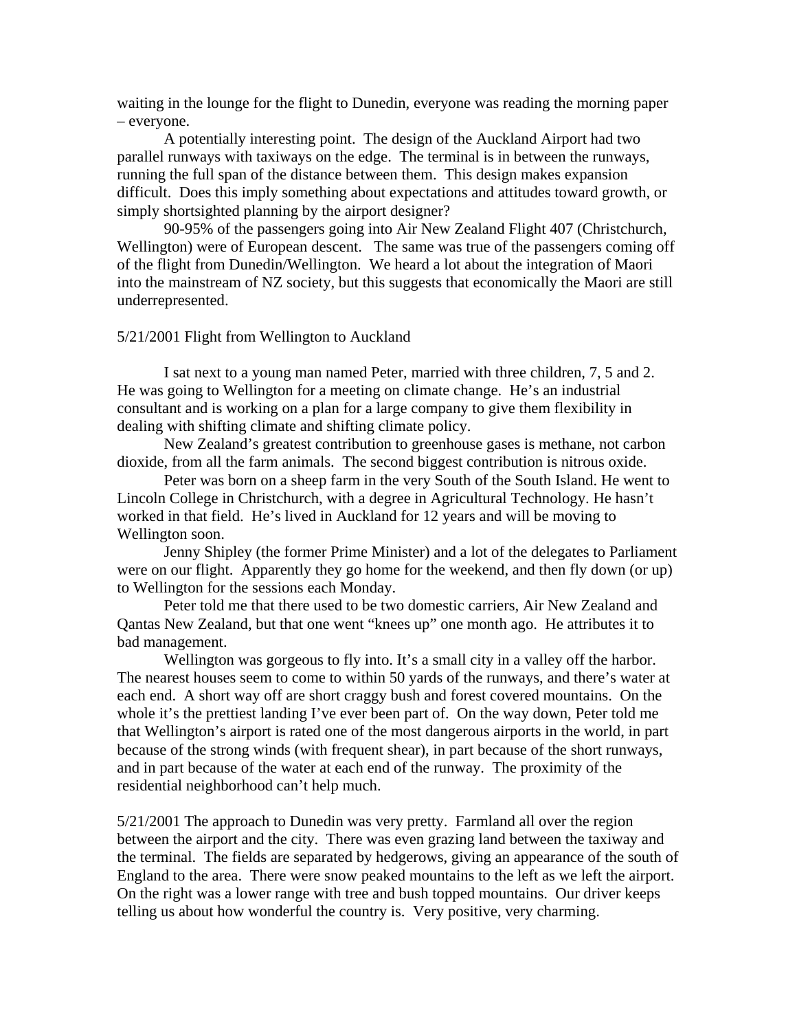waiting in the lounge for the flight to Dunedin, everyone was reading the morning paper – everyone.

A potentially interesting point. The design of the Auckland Airport had two parallel runways with taxiways on the edge. The terminal is in between the runways, running the full span of the distance between them. This design makes expansion difficult. Does this imply something about expectations and attitudes toward growth, or simply shortsighted planning by the airport designer?

90-95% of the passengers going into Air New Zealand Flight 407 (Christchurch, Wellington) were of European descent. The same was true of the passengers coming off of the flight from Dunedin/Wellington. We heard a lot about the integration of Maori into the mainstream of NZ society, but this suggests that economically the Maori are still underrepresented.

5/21/2001 Flight from Wellington to Auckland

I sat next to a young man named Peter, married with three children, 7, 5 and 2. He was going to Wellington for a meeting on climate change. He's an industrial consultant and is working on a plan for a large company to give them flexibility in dealing with shifting climate and shifting climate policy.

New Zealand's greatest contribution to greenhouse gases is methane, not carbon dioxide, from all the farm animals. The second biggest contribution is nitrous oxide.

Peter was born on a sheep farm in the very South of the South Island. He went to Lincoln College in Christchurch, with a degree in Agricultural Technology. He hasn't worked in that field. He's lived in Auckland for 12 years and will be moving to Wellington soon.

Jenny Shipley (the former Prime Minister) and a lot of the delegates to Parliament were on our flight. Apparently they go home for the weekend, and then fly down (or up) to Wellington for the sessions each Monday.

Peter told me that there used to be two domestic carriers, Air New Zealand and Qantas New Zealand, but that one went "knees up" one month ago. He attributes it to bad management.

Wellington was gorgeous to fly into. It's a small city in a valley off the harbor. The nearest houses seem to come to within 50 yards of the runways, and there's water at each end. A short way off are short craggy bush and forest covered mountains. On the whole it's the prettiest landing I've ever been part of. On the way down, Peter told me that Wellington's airport is rated one of the most dangerous airports in the world, in part because of the strong winds (with frequent shear), in part because of the short runways, and in part because of the water at each end of the runway. The proximity of the residential neighborhood can't help much.

5/21/2001 The approach to Dunedin was very pretty. Farmland all over the region between the airport and the city. There was even grazing land between the taxiway and the terminal. The fields are separated by hedgerows, giving an appearance of the south of England to the area. There were snow peaked mountains to the left as we left the airport. On the right was a lower range with tree and bush topped mountains. Our driver keeps telling us about how wonderful the country is. Very positive, very charming.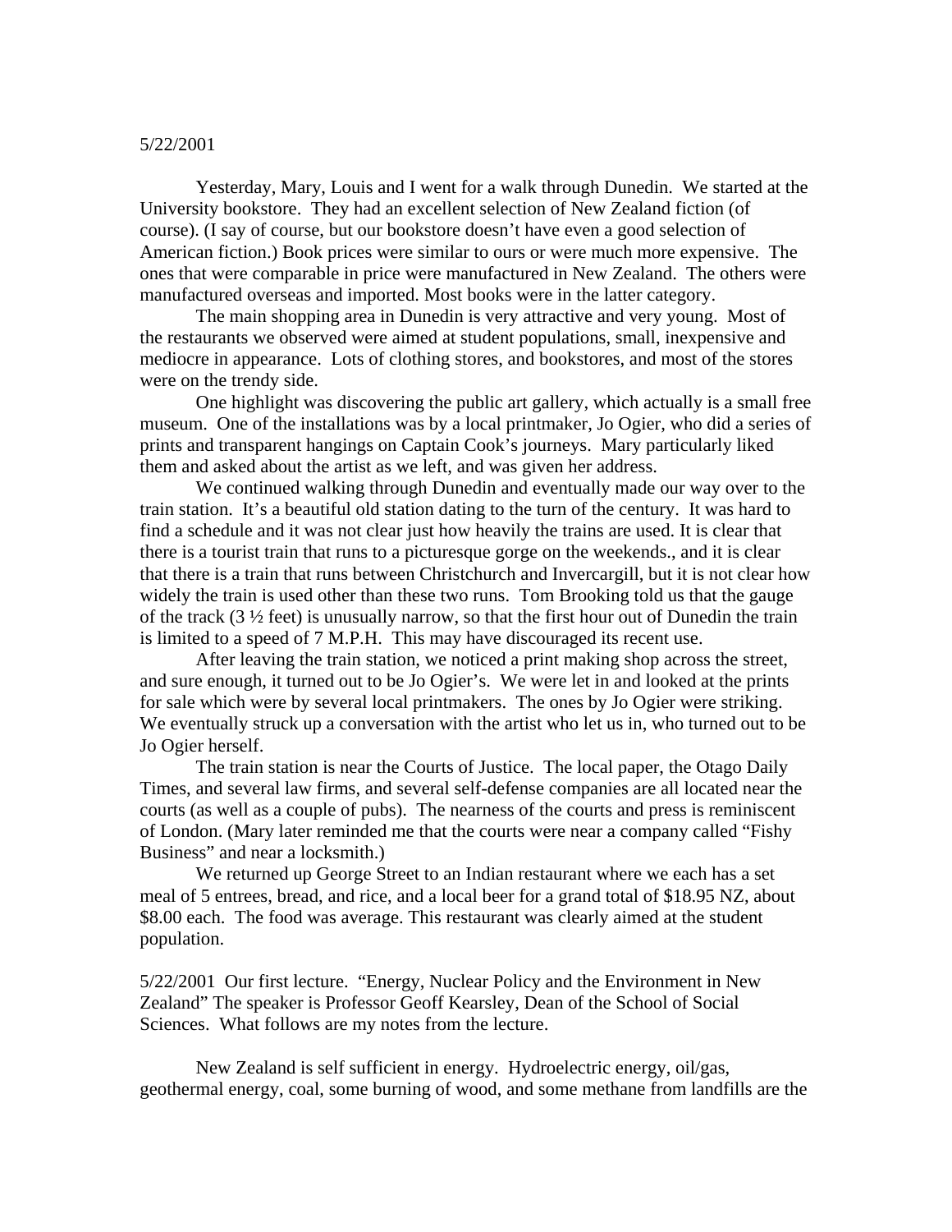5/22/2001

Yesterday, Mary, Louis and I went for a walk through Dunedin. We started at the University bookstore. They had an excellent selection of New Zealand fiction (of course). (I say of course, but our bookstore doesn't have even a good selection of American fiction.) Book prices were similar to ours or were much more expensive. The ones that were comparable in price were manufactured in New Zealand. The others were manufactured overseas and imported. Most books were in the latter category.

The main shopping area in Dunedin is very attractive and very young. Most of the restaurants we observed were aimed at student populations, small, inexpensive and mediocre in appearance. Lots of clothing stores, and bookstores, and most of the stores were on the trendy side.

One highlight was discovering the public art gallery, which actually is a small free museum. One of the installations was by a local printmaker, Jo Ogier, who did a series of prints and transparent hangings on Captain Cook's journeys. Mary particularly liked them and asked about the artist as we left, and was given her address.

We continued walking through Dunedin and eventually made our way over to the train station. It's a beautiful old station dating to the turn of the century. It was hard to find a schedule and it was not clear just how heavily the trains are used. It is clear that there is a tourist train that runs to a picturesque gorge on the weekends., and it is clear that there is a train that runs between Christchurch and Invercargill, but it is not clear how widely the train is used other than these two runs. Tom Brooking told us that the gauge of the track (3 ½ feet) is unusually narrow, so that the first hour out of Dunedin the train is limited to a speed of 7 M.P.H. This may have discouraged its recent use.

After leaving the train station, we noticed a print making shop across the street, and sure enough, it turned out to be Jo Ogier's. We were let in and looked at the prints for sale which were by several local printmakers. The ones by Jo Ogier were striking. We eventually struck up a conversation with the artist who let us in, who turned out to be Jo Ogier herself.

The train station is near the Courts of Justice. The local paper, the Otago Daily Times, and several law firms, and several self-defense companies are all located near the courts (as well as a couple of pubs). The nearness of the courts and press is reminiscent of London. (Mary later reminded me that the courts were near a company called "Fishy Business" and near a locksmith.)

We returned up George Street to an Indian restaurant where we each has a set meal of 5 entrees, bread, and rice, and a local beer for a grand total of $18.95 NZ, about $8.00 each. The food was average. This restaurant was clearly aimed at the student population.

5/22/2001 Our first lecture. "Energy, Nuclear Policy and the Environment in New Zealand" The speaker is Professor Geoff Kearsley, Dean of the School of Social Sciences. What follows are my notes from the lecture.

New Zealand is self sufficient in energy. Hydroelectric energy, oil/gas, geothermal energy, coal, some burning of wood, and some methane from landfills are the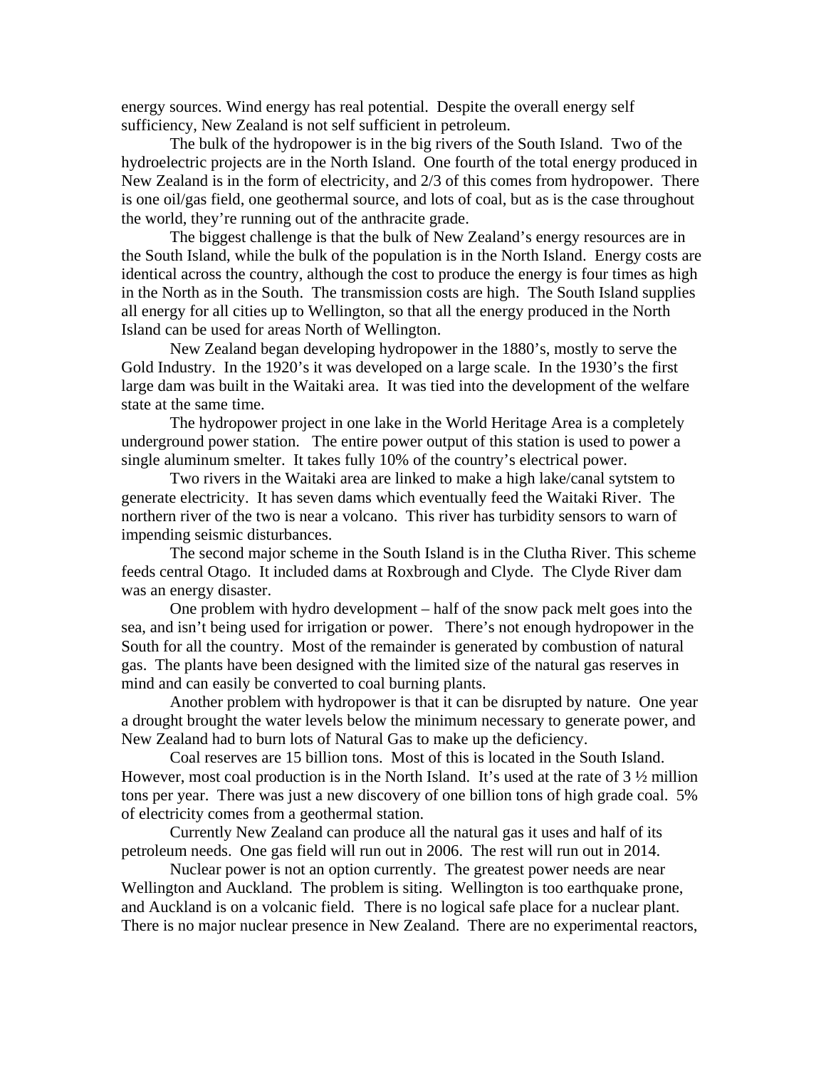energy sources. Wind energy has real potential. Despite the overall energy self sufficiency, New Zealand is not self sufficient in petroleum.

The bulk of the hydropower is in the big rivers of the South Island. Two of the hydroelectric projects are in the North Island. One fourth of the total energy produced in New Zealand is in the form of electricity, and 2/3 of this comes from hydropower. There is one oil/gas field, one geothermal source, and lots of coal, but as is the case throughout the world, they're running out of the anthracite grade.

The biggest challenge is that the bulk of New Zealand's energy resources are in the South Island, while the bulk of the population is in the North Island. Energy costs are identical across the country, although the cost to produce the energy is four times as high in the North as in the South. The transmission costs are high. The South Island supplies all energy for all cities up to Wellington, so that all the energy produced in the North Island can be used for areas North of Wellington.

New Zealand began developing hydropower in the 1880's, mostly to serve the Gold Industry. In the 1920's it was developed on a large scale. In the 1930's the first large dam was built in the Waitaki area. It was tied into the development of the welfare state at the same time.

The hydropower project in one lake in the World Heritage Area is a completely underground power station. The entire power output of this station is used to power a single aluminum smelter. It takes fully 10% of the country's electrical power.

Two rivers in the Waitaki area are linked to make a high lake/canal sytstem to generate electricity. It has seven dams which eventually feed the Waitaki River. The northern river of the two is near a volcano. This river has turbidity sensors to warn of impending seismic disturbances.

The second major scheme in the South Island is in the Clutha River. This scheme feeds central Otago. It included dams at Roxbrough and Clyde. The Clyde River dam was an energy disaster.

One problem with hydro development – half of the snow pack melt goes into the sea, and isn't being used for irrigation or power. There's not enough hydropower in the South for all the country. Most of the remainder is generated by combustion of natural gas. The plants have been designed with the limited size of the natural gas reserves in mind and can easily be converted to coal burning plants.

Another problem with hydropower is that it can be disrupted by nature. One year a drought brought the water levels below the minimum necessary to generate power, and New Zealand had to burn lots of Natural Gas to make up the deficiency.

Coal reserves are 15 billion tons. Most of this is located in the South Island. However, most coal production is in the North Island. It's used at the rate of 3 ½ million tons per year. There was just a new discovery of one billion tons of high grade coal. 5% of electricity comes from a geothermal station.

Currently New Zealand can produce all the natural gas it uses and half of its petroleum needs. One gas field will run out in 2006. The rest will run out in 2014.

Nuclear power is not an option currently. The greatest power needs are near Wellington and Auckland. The problem is siting. Wellington is too earthquake prone, and Auckland is on a volcanic field. There is no logical safe place for a nuclear plant. There is no major nuclear presence in New Zealand. There are no experimental reactors,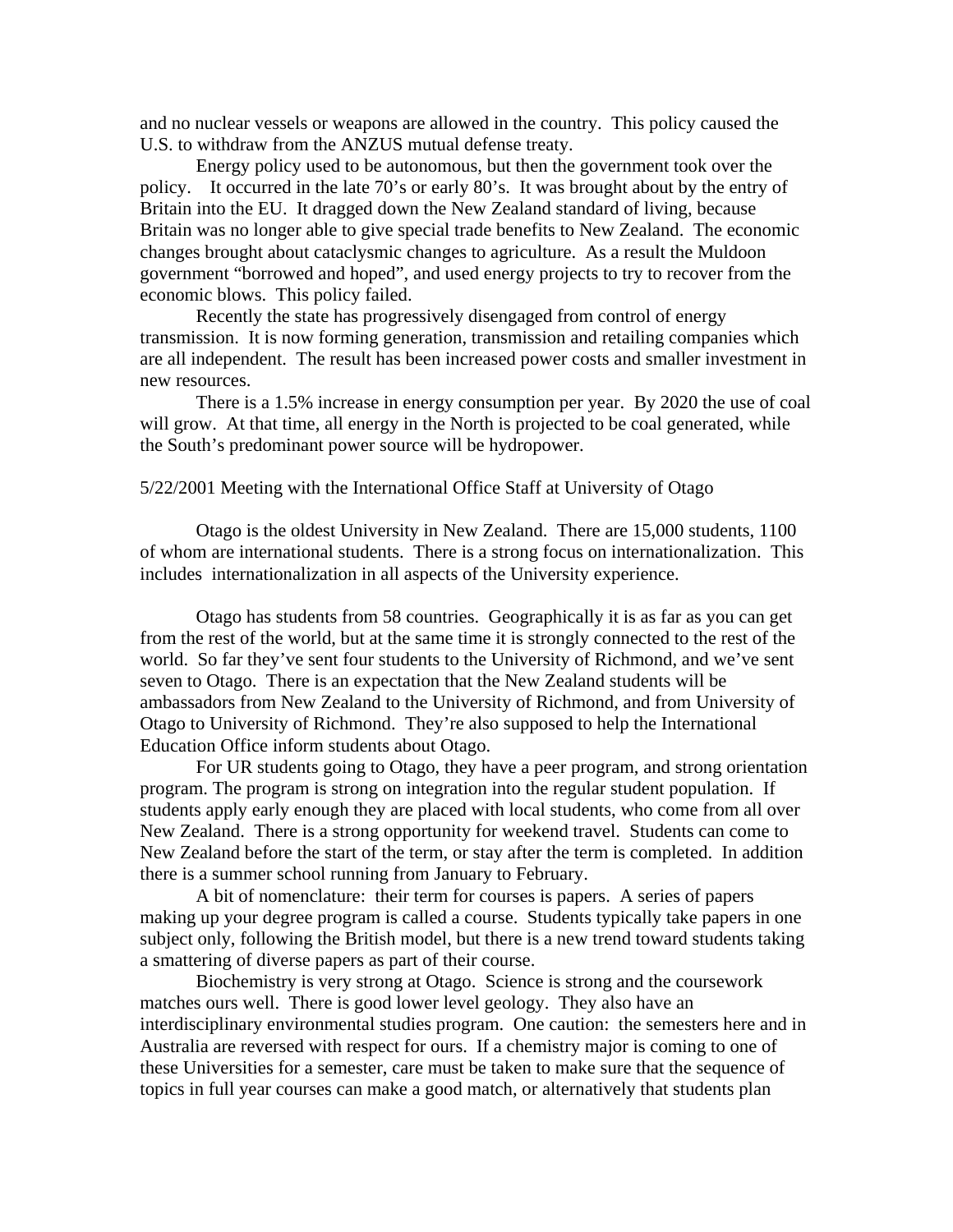and no nuclear vessels or weapons are allowed in the country. This policy caused the U.S. to withdraw from the ANZUS mutual defense treaty.

Energy policy used to be autonomous, but then the government took over the policy. It occurred in the late 70's or early 80's. It was brought about by the entry of Britain into the EU. It dragged down the New Zealand standard of living, because Britain was no longer able to give special trade benefits to New Zealand. The economic changes brought about cataclysmic changes to agriculture. As a result the Muldoon government "borrowed and hoped", and used energy projects to try to recover from the economic blows. This policy failed.

Recently the state has progressively disengaged from control of energy transmission. It is now forming generation, transmission and retailing companies which are all independent. The result has been increased power costs and smaller investment in new resources.

There is a 1.5% increase in energy consumption per year. By 2020 the use of coal will grow. At that time, all energy in the North is projected to be coal generated, while the South's predominant power source will be hydropower.

5/22/2001 Meeting with the International Office Staff at University of Otago

Otago is the oldest University in New Zealand. There are 15,000 students, 1100 of whom are international students. There is a strong focus on internationalization. This includes internationalization in all aspects of the University experience.

Otago has students from 58 countries. Geographically it is as far as you can get from the rest of the world, but at the same time it is strongly connected to the rest of the world. So far they've sent four students to the University of Richmond, and we've sent seven to Otago. There is an expectation that the New Zealand students will be ambassadors from New Zealand to the University of Richmond, and from University of Otago to University of Richmond. They're also supposed to help the International Education Office inform students about Otago.

For UR students going to Otago, they have a peer program, and strong orientation program. The program is strong on integration into the regular student population. If students apply early enough they are placed with local students, who come from all over New Zealand. There is a strong opportunity for weekend travel. Students can come to New Zealand before the start of the term, or stay after the term is completed. In addition there is a summer school running from January to February.

A bit of nomenclature: their term for courses is papers. A series of papers making up your degree program is called a course. Students typically take papers in one subject only, following the British model, but there is a new trend toward students taking a smattering of diverse papers as part of their course.

Biochemistry is very strong at Otago. Science is strong and the coursework matches ours well. There is good lower level geology. They also have an interdisciplinary environmental studies program. One caution: the semesters here and in Australia are reversed with respect for ours. If a chemistry major is coming to one of these Universities for a semester, care must be taken to make sure that the sequence of topics in full year courses can make a good match, or alternatively that students plan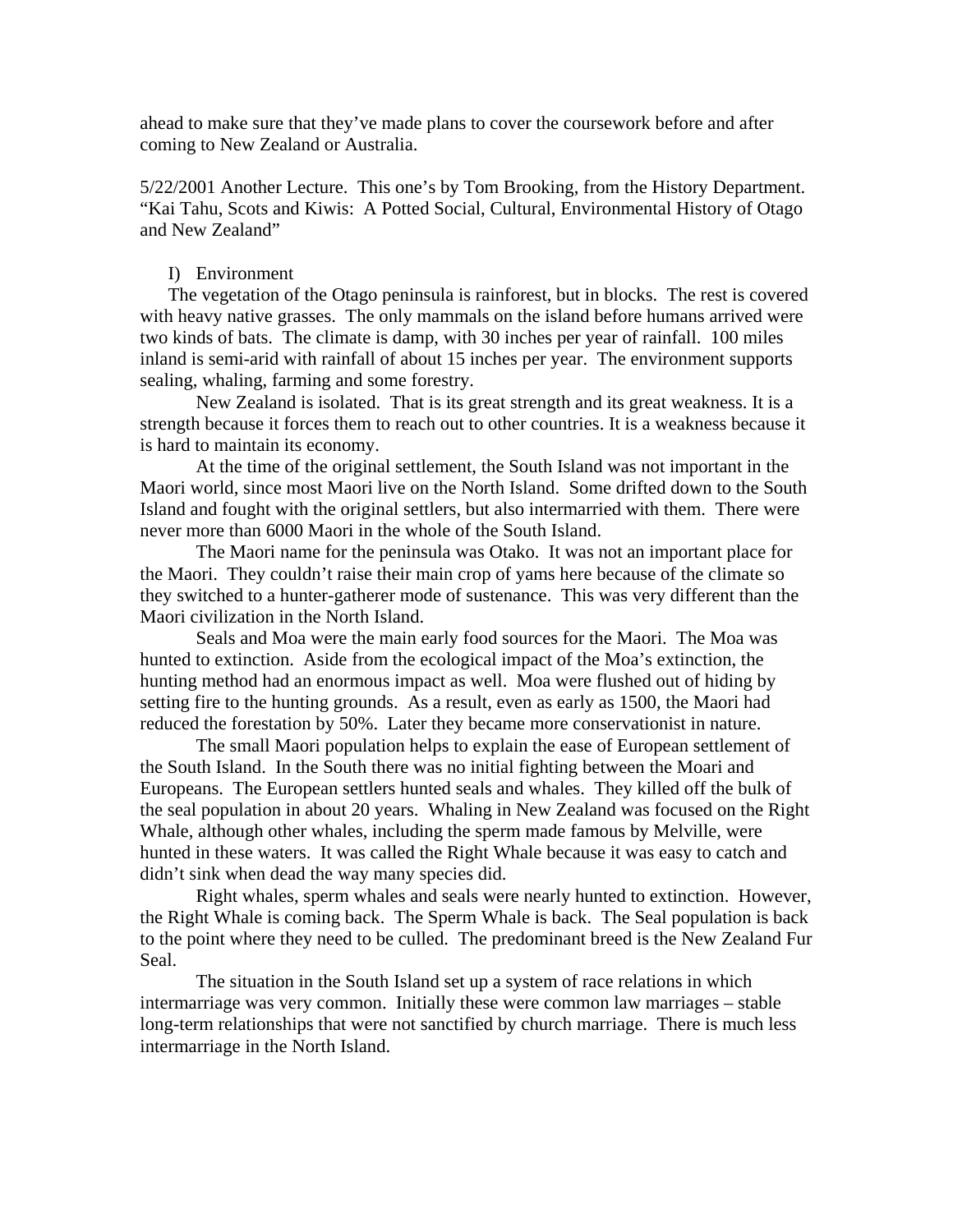ahead to make sure that they've made plans to cover the coursework before and after coming to New Zealand or Australia.

5/22/2001 Another Lecture. This one's by Tom Brooking, from the History Department. "Kai Tahu, Scots and Kiwis: A Potted Social, Cultural, Environmental History of Otago and New Zealand"

I) Environment

The vegetation of the Otago peninsula is rainforest, but in blocks. The rest is covered with heavy native grasses. The only mammals on the island before humans arrived were two kinds of bats. The climate is damp, with 30 inches per year of rainfall. 100 miles inland is semi-arid with rainfall of about 15 inches per year. The environment supports sealing, whaling, farming and some forestry.

New Zealand is isolated. That is its great strength and its great weakness. It is a strength because it forces them to reach out to other countries. It is a weakness because it is hard to maintain its economy.

At the time of the original settlement, the South Island was not important in the Maori world, since most Maori live on the North Island. Some drifted down to the South Island and fought with the original settlers, but also intermarried with them. There were never more than 6000 Maori in the whole of the South Island.

The Maori name for the peninsula was Otako. It was not an important place for the Maori. They couldn't raise their main crop of yams here because of the climate so they switched to a hunter-gatherer mode of sustenance. This was very different than the Maori civilization in the North Island.

Seals and Moa were the main early food sources for the Maori. The Moa was hunted to extinction. Aside from the ecological impact of the Moa's extinction, the hunting method had an enormous impact as well. Moa were flushed out of hiding by setting fire to the hunting grounds. As a result, even as early as 1500, the Maori had reduced the forestation by 50%. Later they became more conservationist in nature.

The small Maori population helps to explain the ease of European settlement of the South Island. In the South there was no initial fighting between the Moari and Europeans. The European settlers hunted seals and whales. They killed off the bulk of the seal population in about 20 years. Whaling in New Zealand was focused on the Right Whale, although other whales, including the sperm made famous by Melville, were hunted in these waters. It was called the Right Whale because it was easy to catch and didn't sink when dead the way many species did.

Right whales, sperm whales and seals were nearly hunted to extinction. However, the Right Whale is coming back. The Sperm Whale is back. The Seal population is back to the point where they need to be culled. The predominant breed is the New Zealand Fur Seal.

The situation in the South Island set up a system of race relations in which intermarriage was very common. Initially these were common law marriages – stable long-term relationships that were not sanctified by church marriage. There is much less intermarriage in the North Island.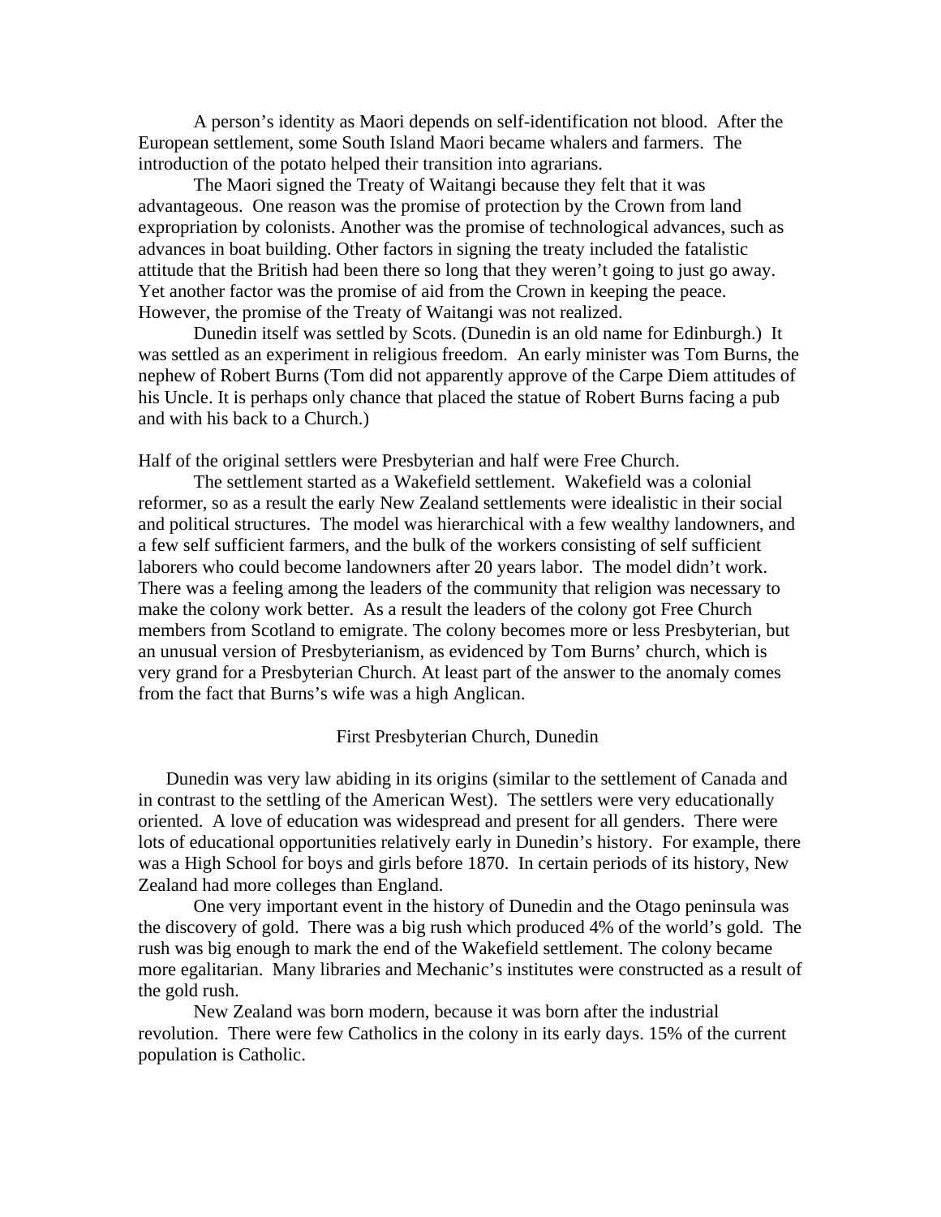A person's identity as Maori depends on self-identification not blood. After the European settlement, some South Island Maori became whalers and farmers. The introduction of the potato helped their transition into agrarians.

The Maori signed the Treaty of Waitangi because they felt that it was advantageous. One reason was the promise of protection by the Crown from land expropriation by colonists. Another was the promise of technological advances, such as advances in boat building. Other factors in signing the treaty included the fatalistic attitude that the British had been there so long that they weren't going to just go away. Yet another factor was the promise of aid from the Crown in keeping the peace. However, the promise of the Treaty of Waitangi was not realized.

Dunedin itself was settled by Scots. (Dunedin is an old name for Edinburgh.) It was settled as an experiment in religious freedom. An early minister was Tom Burns, the nephew of Robert Burns (Tom did not apparently approve of the Carpe Diem attitudes of his Uncle. It is perhaps only chance that placed the statue of Robert Burns facing a pub and with his back to a Church.)

Half of the original settlers were Presbyterian and half were Free Church.

The settlement started as a Wakefield settlement. Wakefield was a colonial reformer, so as a result the early New Zealand settlements were idealistic in their social and political structures. The model was hierarchical with a few wealthy landowners, and a few self sufficient farmers, and the bulk of the workers consisting of self sufficient laborers who could become landowners after 20 years labor. The model didn't work. There was a feeling among the leaders of the community that religion was necessary to make the colony work better. As a result the leaders of the colony got Free Church members from Scotland to emigrate. The colony becomes more or less Presbyterian, but an unusual version of Presbyterianism, as evidenced by Tom Burns' church, which is very grand for a Presbyterian Church. At least part of the answer to the anomaly comes from the fact that Burns's wife was a high Anglican.

First Presbyterian Church, Dunedin

Dunedin was very law abiding in its origins (similar to the settlement of Canada and in contrast to the settling of the American West). The settlers were very educationally oriented. A love of education was widespread and present for all genders. There were lots of educational opportunities relatively early in Dunedin's history. For example, there was a High School for boys and girls before 1870. In certain periods of its history, New Zealand had more colleges than England.

One very important event in the history of Dunedin and the Otago peninsula was the discovery of gold. There was a big rush which produced 4% of the world's gold. The rush was big enough to mark the end of the Wakefield settlement. The colony became more egalitarian. Many libraries and Mechanic's institutes were constructed as a result of the gold rush.

New Zealand was born modern, because it was born after the industrial revolution. There were few Catholics in the colony in its early days. 15% of the current population is Catholic.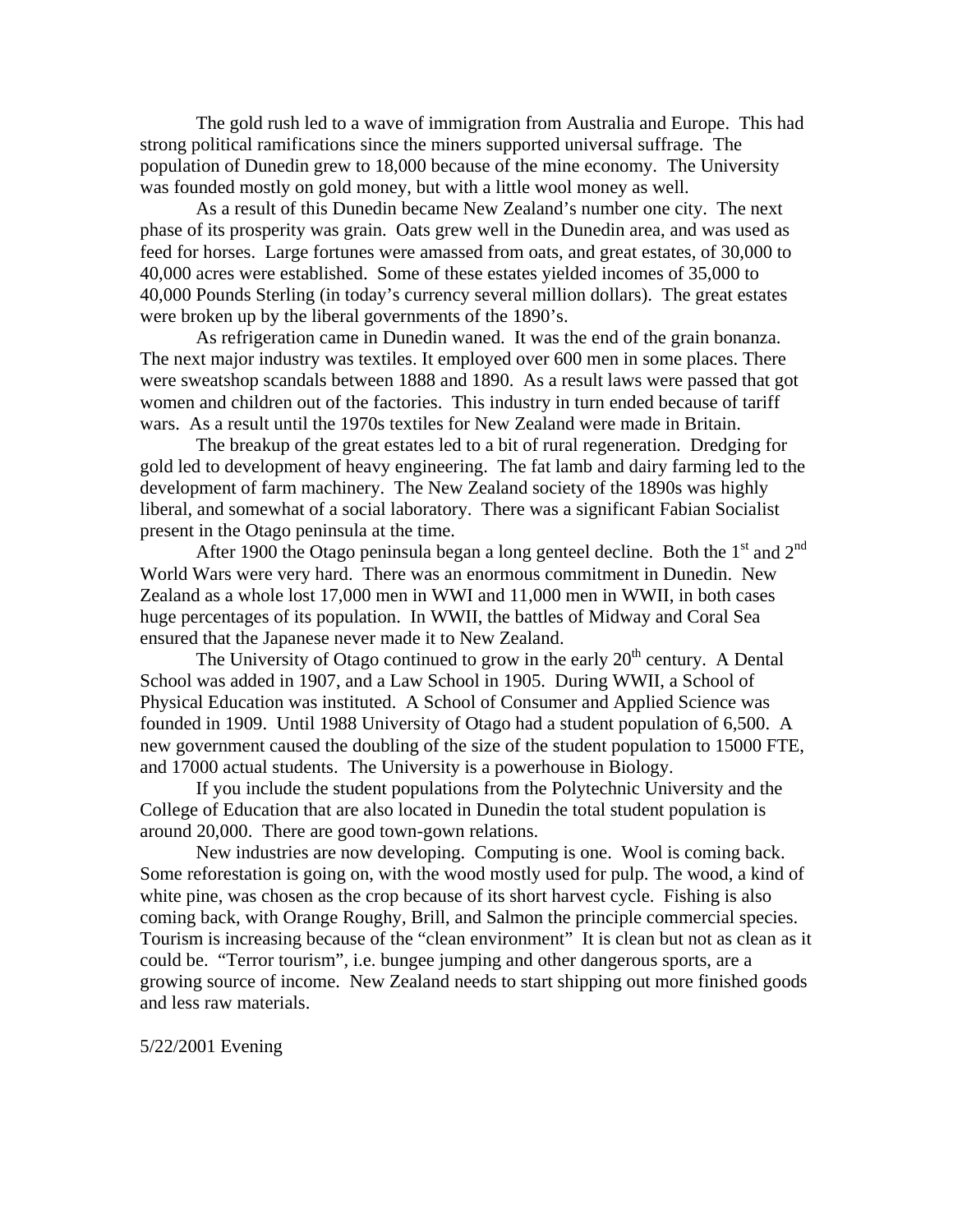The gold rush led to a wave of immigration from Australia and Europe. This had strong political ramifications since the miners supported universal suffrage. The population of Dunedin grew to 18,000 because of the mine economy. The University was founded mostly on gold money, but with a little wool money as well.

As a result of this Dunedin became New Zealand's number one city. The next phase of its prosperity was grain. Oats grew well in the Dunedin area, and was used as feed for horses. Large fortunes were amassed from oats, and great estates, of 30,000 to 40,000 acres were established. Some of these estates yielded incomes of 35,000 to 40,000 Pounds Sterling (in today's currency several million dollars). The great estates were broken up by the liberal governments of the 1890's.

As refrigeration came in Dunedin waned. It was the end of the grain bonanza. The next major industry was textiles. It employed over 600 men in some places. There were sweatshop scandals between 1888 and 1890. As a result laws were passed that got women and children out of the factories. This industry in turn ended because of tariff wars. As a result until the 1970s textiles for New Zealand were made in Britain.

The breakup of the great estates led to a bit of rural regeneration. Dredging for gold led to development of heavy engineering. The fat lamb and dairy farming led to the development of farm machinery. The New Zealand society of the 1890s was highly liberal, and somewhat of a social laboratory. There was a significant Fabian Socialist present in the Otago peninsula at the time.

After 1900 the Otago peninsula began a long genteel decline. Both the 1st and 2nd World Wars were very hard. There was an enormous commitment in Dunedin. New Zealand as a whole lost 17,000 men in WWI and 11,000 men in WWII, in both cases huge percentages of its population. In WWII, the battles of Midway and Coral Sea ensured that the Japanese never made it to New Zealand.

The University of Otago continued to grow in the early 20th century. A Dental School was added in 1907, and a Law School in 1905. During WWII, a School of Physical Education was instituted. A School of Consumer and Applied Science was founded in 1909. Until 1988 University of Otago had a student population of 6,500. A new government caused the doubling of the size of the student population to 15000 FTE, and 17000 actual students. The University is a powerhouse in Biology.

If you include the student populations from the Polytechnic University and the College of Education that are also located in Dunedin the total student population is around 20,000. There are good town-gown relations.

New industries are now developing. Computing is one. Wool is coming back. Some reforestation is going on, with the wood mostly used for pulp. The wood, a kind of white pine, was chosen as the crop because of its short harvest cycle. Fishing is also coming back, with Orange Roughy, Brill, and Salmon the principle commercial species. Tourism is increasing because of the "clean environment" It is clean but not as clean as it could be. "Terror tourism", i.e. bungee jumping and other dangerous sports, are a growing source of income. New Zealand needs to start shipping out more finished goods and less raw materials.

5/22/2001 Evening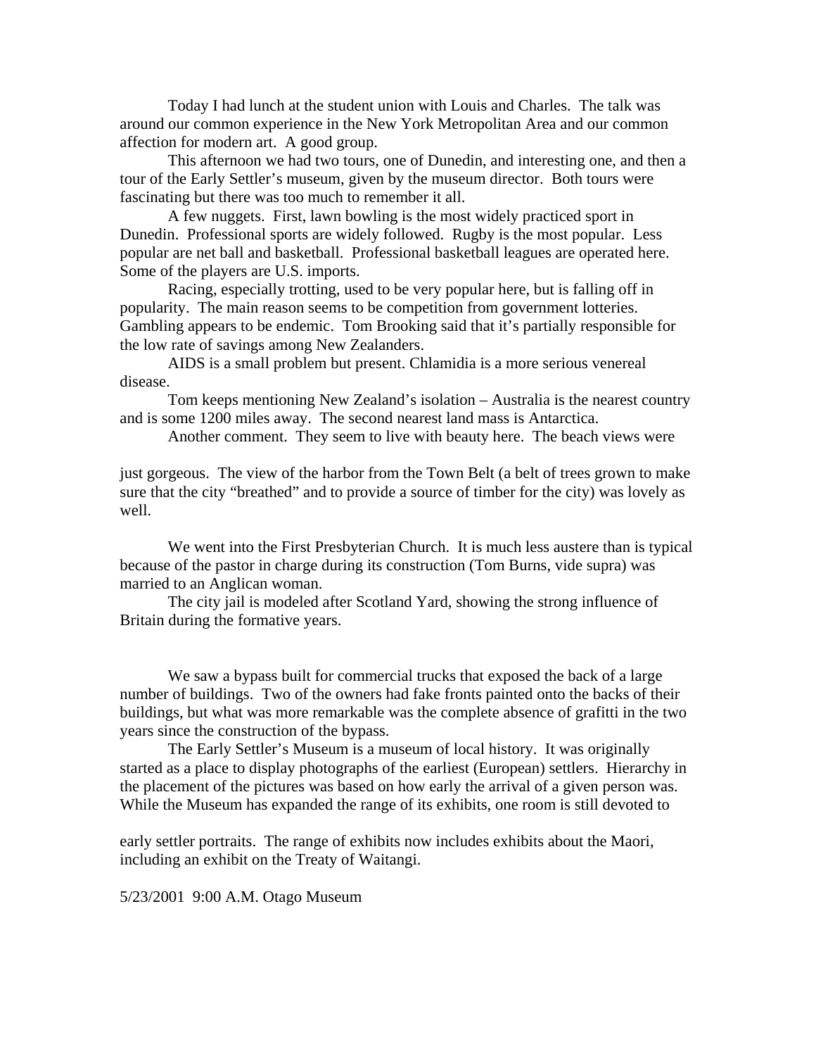Today I had lunch at the student union with Louis and Charles. The talk was around our common experience in the New York Metropolitan Area and our common affection for modern art. A good group.

This afternoon we had two tours, one of Dunedin, and interesting one, and then a tour of the Early Settler's museum, given by the museum director. Both tours were fascinating but there was too much to remember it all.

A few nuggets. First, lawn bowling is the most widely practiced sport in Dunedin. Professional sports are widely followed. Rugby is the most popular. Less popular are net ball and basketball. Professional basketball leagues are operated here. Some of the players are U.S. imports.

Racing, especially trotting, used to be very popular here, but is falling off in popularity. The main reason seems to be competition from government lotteries. Gambling appears to be endemic. Tom Brooking said that it's partially responsible for the low rate of savings among New Zealanders.

AIDS is a small problem but present. Chlamidia is a more serious venereal disease.

Tom keeps mentioning New Zealand's isolation – Australia is the nearest country and is some 1200 miles away. The second nearest land mass is Antarctica.

Another comment. They seem to live with beauty here. The beach views were just gorgeous. The view of the harbor from the Town Belt (a belt of trees grown to make sure that the city "breathed" and to provide a source of timber for the city) was lovely as well.

We went into the First Presbyterian Church. It is much less austere than is typical because of the pastor in charge during its construction (Tom Burns, vide supra) was married to an Anglican woman.

The city jail is modeled after Scotland Yard, showing the strong influence of Britain during the formative years.

We saw a bypass built for commercial trucks that exposed the back of a large number of buildings. Two of the owners had fake fronts painted onto the backs of their buildings, but what was more remarkable was the complete absence of grafitti in the two years since the construction of the bypass.

The Early Settler's Museum is a museum of local history. It was originally started as a place to display photographs of the earliest (European) settlers. Hierarchy in the placement of the pictures was based on how early the arrival of a given person was. While the Museum has expanded the range of its exhibits, one room is still devoted to early settler portraits. The range of exhibits now includes exhibits about the Maori, including an exhibit on the Treaty of Waitangi.

5/23/2001 9:00 A.M. Otago Museum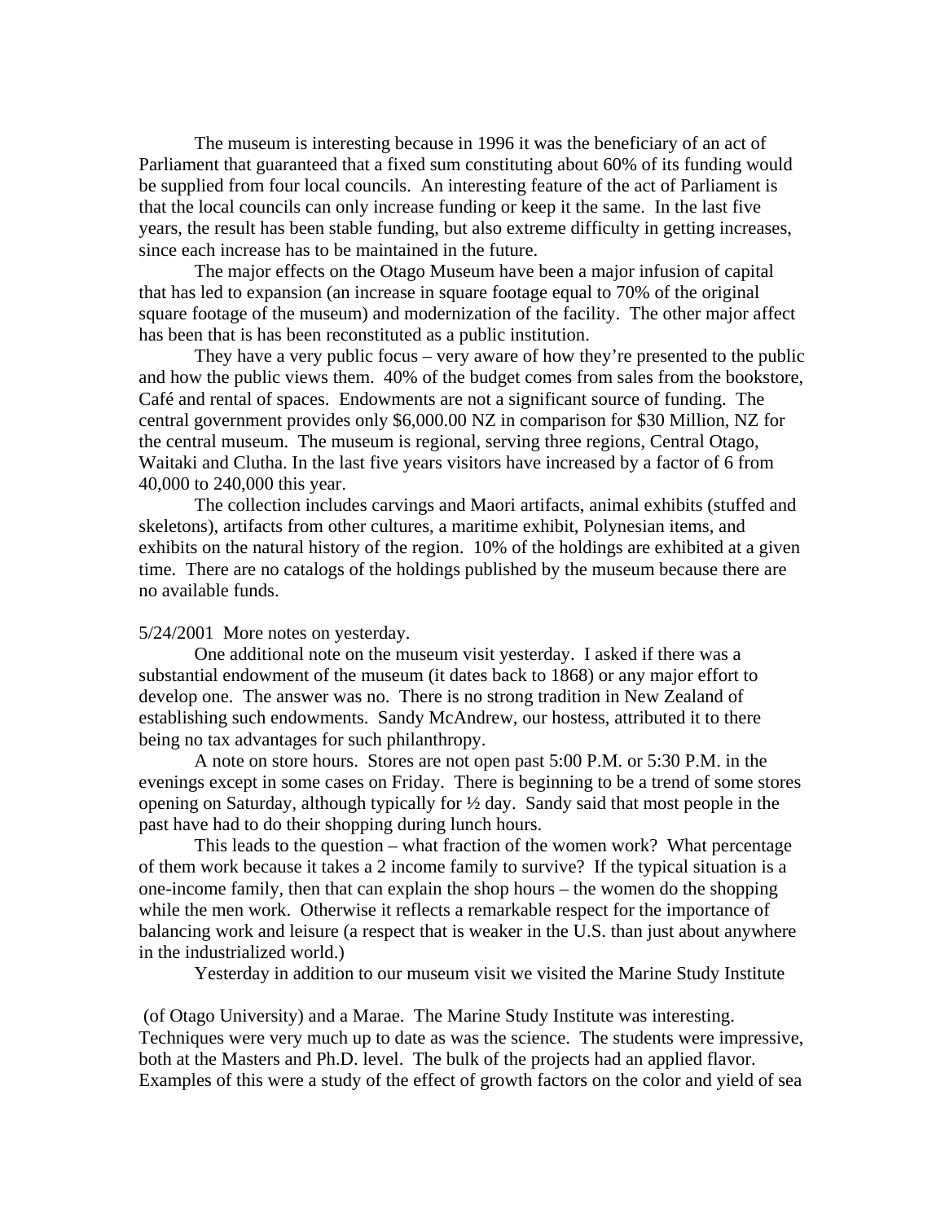The museum is interesting because in 1996 it was the beneficiary of an act of Parliament that guaranteed that a fixed sum constituting about 60% of its funding would be supplied from four local councils. An interesting feature of the act of Parliament is that the local councils can only increase funding or keep it the same. In the last five years, the result has been stable funding, but also extreme difficulty in getting increases, since each increase has to be maintained in the future.

The major effects on the Otago Museum have been a major infusion of capital that has led to expansion (an increase in square footage equal to 70% of the original square footage of the museum) and modernization of the facility. The other major affect has been that is has been reconstituted as a public institution.

They have a very public focus – very aware of how they're presented to the public and how the public views them. 40% of the budget comes from sales from the bookstore, Café and rental of spaces. Endowments are not a significant source of funding. The central government provides only $6,000.00 NZ in comparison for $30 Million, NZ for the central museum. The museum is regional, serving three regions, Central Otago, Waitaki and Clutha. In the last five years visitors have increased by a factor of 6 from 40,000 to 240,000 this year.

The collection includes carvings and Maori artifacts, animal exhibits (stuffed and skeletons), artifacts from other cultures, a maritime exhibit, Polynesian items, and exhibits on the natural history of the region. 10% of the holdings are exhibited at a given time. There are no catalogs of the holdings published by the museum because there are no available funds.

5/24/2001 More notes on yesterday.

One additional note on the museum visit yesterday. I asked if there was a substantial endowment of the museum (it dates back to 1868) or any major effort to develop one. The answer was no. There is no strong tradition in New Zealand of establishing such endowments. Sandy McAndrew, our hostess, attributed it to there being no tax advantages for such philanthropy.

A note on store hours. Stores are not open past 5:00 P.M. or 5:30 P.M. in the evenings except in some cases on Friday. There is beginning to be a trend of some stores opening on Saturday, although typically for ½ day. Sandy said that most people in the past have had to do their shopping during lunch hours.

This leads to the question – what fraction of the women work? What percentage of them work because it takes a 2 income family to survive? If the typical situation is a one-income family, then that can explain the shop hours – the women do the shopping while the men work. Otherwise it reflects a remarkable respect for the importance of balancing work and leisure (a respect that is weaker in the U.S. than just about anywhere in the industrialized world.)

Yesterday in addition to our museum visit we visited the Marine Study Institute (of Otago University) and a Marae. The Marine Study Institute was interesting. Techniques were very much up to date as was the science. The students were impressive, both at the Masters and Ph.D. level. The bulk of the projects had an applied flavor. Examples of this were a study of the effect of growth factors on the color and yield of sea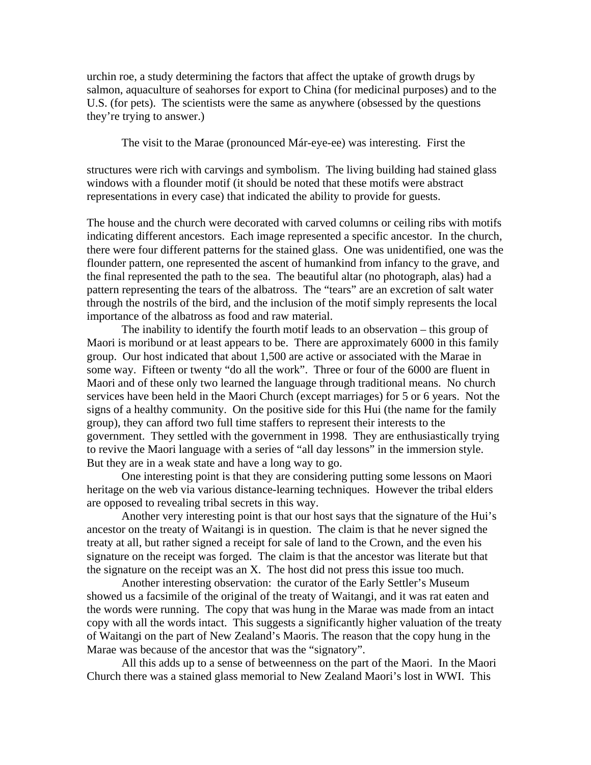urchin roe, a study determining the factors that affect the uptake of growth drugs by salmon, aquaculture of seahorses for export to China (for medicinal purposes) and to the U.S. (for pets). The scientists were the same as anywhere (obsessed by the questions they're trying to answer.)

The visit to the Marae (pronounced Már-eye-ee) was interesting. First the

structures were rich with carvings and symbolism. The living building had stained glass windows with a flounder motif (it should be noted that these motifs were abstract representations in every case) that indicated the ability to provide for guests.

The house and the church were decorated with carved columns or ceiling ribs with motifs indicating different ancestors. Each image represented a specific ancestor. In the church, there were four different patterns for the stained glass. One was unidentified, one was the flounder pattern, one represented the ascent of humankind from infancy to the grave, and the final represented the path to the sea. The beautiful altar (no photograph, alas) had a pattern representing the tears of the albatross. The "tears" are an excretion of salt water through the nostrils of the bird, and the inclusion of the motif simply represents the local importance of the albatross as food and raw material.

The inability to identify the fourth motif leads to an observation – this group of Maori is moribund or at least appears to be. There are approximately 6000 in this family group. Our host indicated that about 1,500 are active or associated with the Marae in some way. Fifteen or twenty "do all the work". Three or four of the 6000 are fluent in Maori and of these only two learned the language through traditional means. No church services have been held in the Maori Church (except marriages) for 5 or 6 years. Not the signs of a healthy community. On the positive side for this Hui (the name for the family group), they can afford two full time staffers to represent their interests to the government. They settled with the government in 1998. They are enthusiastically trying to revive the Maori language with a series of "all day lessons" in the immersion style. But they are in a weak state and have a long way to go.

One interesting point is that they are considering putting some lessons on Maori heritage on the web via various distance-learning techniques. However the tribal elders are opposed to revealing tribal secrets in this way.

Another very interesting point is that our host says that the signature of the Hui's ancestor on the treaty of Waitangi is in question. The claim is that he never signed the treaty at all, but rather signed a receipt for sale of land to the Crown, and the even his signature on the receipt was forged. The claim is that the ancestor was literate but that the signature on the receipt was an X. The host did not press this issue too much.

Another interesting observation: the curator of the Early Settler's Museum showed us a facsimile of the original of the treaty of Waitangi, and it was rat eaten and the words were running. The copy that was hung in the Marae was made from an intact copy with all the words intact. This suggests a significantly higher valuation of the treaty of Waitangi on the part of New Zealand's Maoris. The reason that the copy hung in the Marae was because of the ancestor that was the "signatory".

All this adds up to a sense of betweenness on the part of the Maori. In the Maori Church there was a stained glass memorial to New Zealand Maori's lost in WWI. This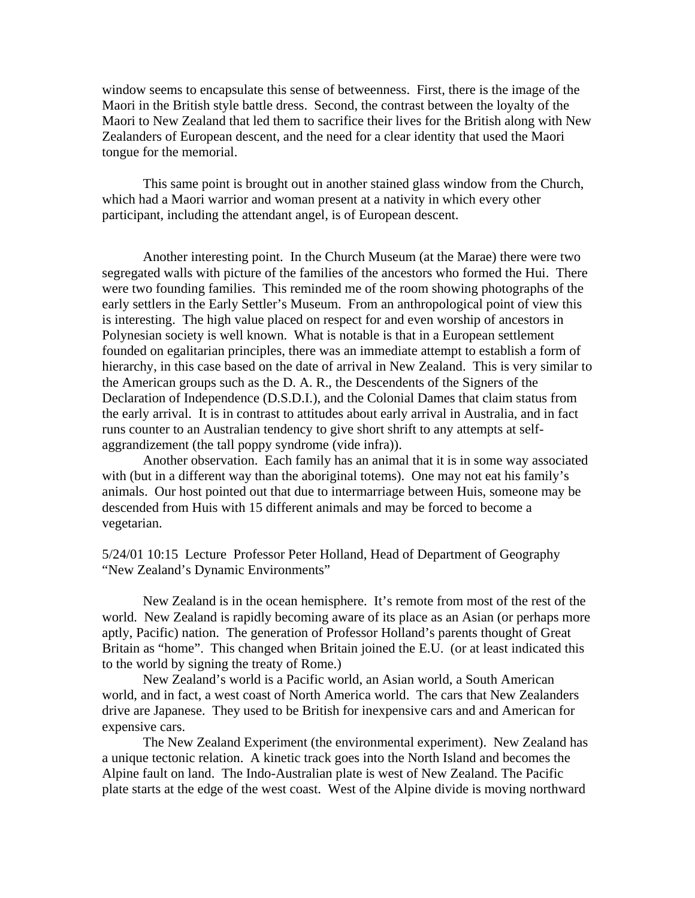window seems to encapsulate this sense of betweenness. First, there is the image of the Maori in the British style battle dress. Second, the contrast between the loyalty of the Maori to New Zealand that led them to sacrifice their lives for the British along with New Zealanders of European descent, and the need for a clear identity that used the Maori tongue for the memorial.

This same point is brought out in another stained glass window from the Church, which had a Maori warrior and woman present at a nativity in which every other participant, including the attendant angel, is of European descent.

Another interesting point. In the Church Museum (at the Marae) there were two segregated walls with picture of the families of the ancestors who formed the Hui. There were two founding families. This reminded me of the room showing photographs of the early settlers in the Early Settler's Museum. From an anthropological point of view this is interesting. The high value placed on respect for and even worship of ancestors in Polynesian society is well known. What is notable is that in a European settlement founded on egalitarian principles, there was an immediate attempt to establish a form of hierarchy, in this case based on the date of arrival in New Zealand. This is very similar to the American groups such as the D. A. R., the Descendents of the Signers of the Declaration of Independence (D.S.D.I.), and the Colonial Dames that claim status from the early arrival. It is in contrast to attitudes about early arrival in Australia, and in fact runs counter to an Australian tendency to give short shrift to any attempts at self-aggrandizement (the tall poppy syndrome (vide infra)).

Another observation. Each family has an animal that it is in some way associated with (but in a different way than the aboriginal totems). One may not eat his family's animals. Our host pointed out that due to intermarriage between Huis, someone may be descended from Huis with 15 different animals and may be forced to become a vegetarian.

5/24/01 10:15 Lecture Professor Peter Holland, Head of Department of Geography "New Zealand's Dynamic Environments"

New Zealand is in the ocean hemisphere. It's remote from most of the rest of the world. New Zealand is rapidly becoming aware of its place as an Asian (or perhaps more aptly, Pacific) nation. The generation of Professor Holland's parents thought of Great Britain as "home". This changed when Britain joined the E.U. (or at least indicated this to the world by signing the treaty of Rome.)

New Zealand's world is a Pacific world, an Asian world, a South American world, and in fact, a west coast of North America world. The cars that New Zealanders drive are Japanese. They used to be British for inexpensive cars and and American for expensive cars.

The New Zealand Experiment (the environmental experiment). New Zealand has a unique tectonic relation. A kinetic track goes into the North Island and becomes the Alpine fault on land. The Indo-Australian plate is west of New Zealand. The Pacific plate starts at the edge of the west coast. West of the Alpine divide is moving northward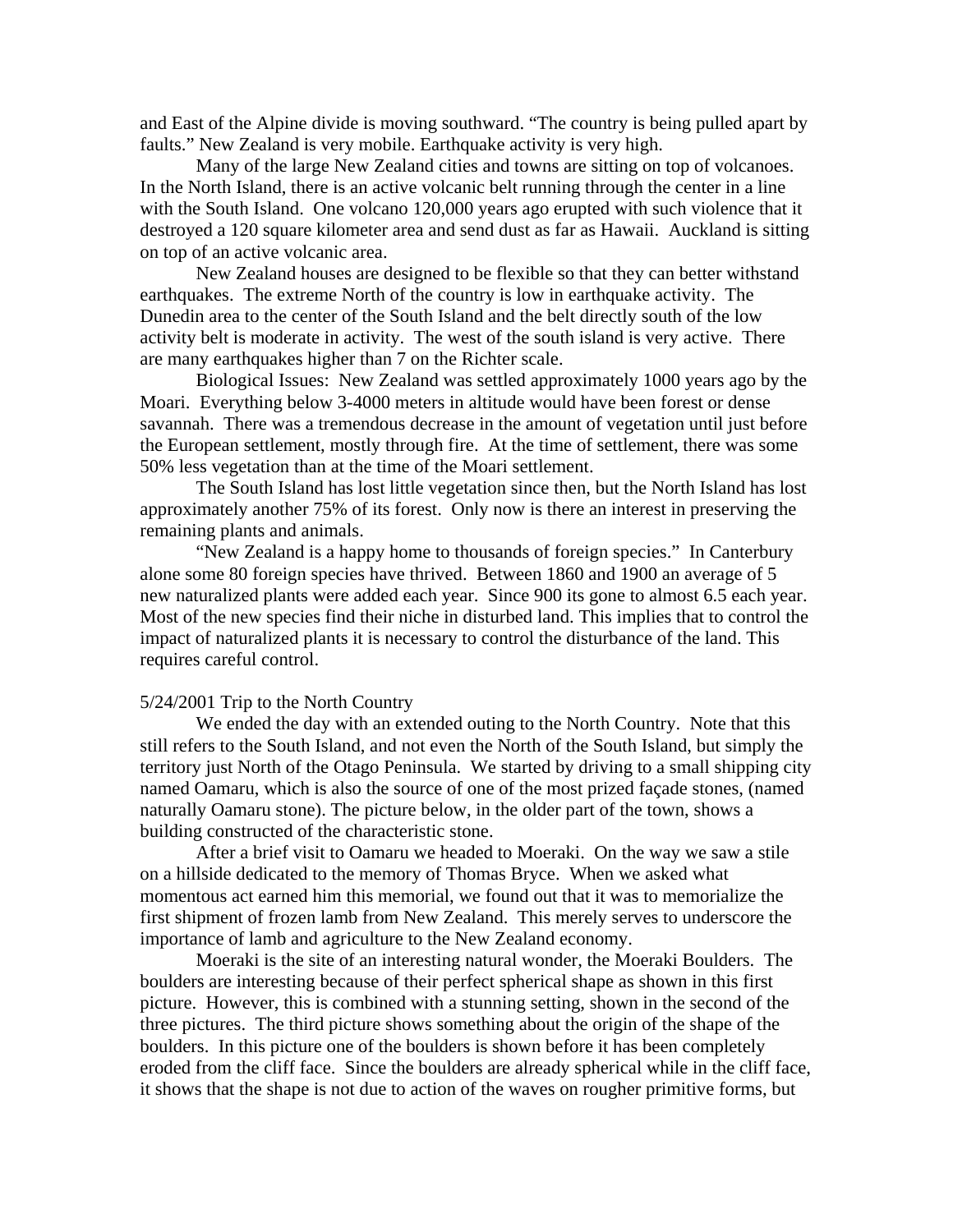and East of the Alpine divide is moving southward. "The country is being pulled apart by faults." New Zealand is very mobile. Earthquake activity is very high.

Many of the large New Zealand cities and towns are sitting on top of volcanoes. In the North Island, there is an active volcanic belt running through the center in a line with the South Island. One volcano 120,000 years ago erupted with such violence that it destroyed a 120 square kilometer area and send dust as far as Hawaii. Auckland is sitting on top of an active volcanic area.

New Zealand houses are designed to be flexible so that they can better withstand earthquakes. The extreme North of the country is low in earthquake activity. The Dunedin area to the center of the South Island and the belt directly south of the low activity belt is moderate in activity. The west of the south island is very active. There are many earthquakes higher than 7 on the Richter scale.

Biological Issues: New Zealand was settled approximately 1000 years ago by the Moari. Everything below 3-4000 meters in altitude would have been forest or dense savannah. There was a tremendous decrease in the amount of vegetation until just before the European settlement, mostly through fire. At the time of settlement, there was some 50% less vegetation than at the time of the Moari settlement.

The South Island has lost little vegetation since then, but the North Island has lost approximately another 75% of its forest. Only now is there an interest in preserving the remaining plants and animals.

"New Zealand is a happy home to thousands of foreign species." In Canterbury alone some 80 foreign species have thrived. Between 1860 and 1900 an average of 5 new naturalized plants were added each year. Since 900 its gone to almost 6.5 each year. Most of the new species find their niche in disturbed land. This implies that to control the impact of naturalized plants it is necessary to control the disturbance of the land. This requires careful control.

5/24/2001 Trip to the North Country

We ended the day with an extended outing to the North Country. Note that this still refers to the South Island, and not even the North of the South Island, but simply the territory just North of the Otago Peninsula. We started by driving to a small shipping city named Oamaru, which is also the source of one of the most prized façade stones, (named naturally Oamaru stone). The picture below, in the older part of the town, shows a building constructed of the characteristic stone.

After a brief visit to Oamaru we headed to Moeraki. On the way we saw a stile on a hillside dedicated to the memory of Thomas Bryce. When we asked what momentous act earned him this memorial, we found out that it was to memorialize the first shipment of frozen lamb from New Zealand. This merely serves to underscore the importance of lamb and agriculture to the New Zealand economy.

Moeraki is the site of an interesting natural wonder, the Moeraki Boulders. The boulders are interesting because of their perfect spherical shape as shown in this first picture. However, this is combined with a stunning setting, shown in the second of the three pictures. The third picture shows something about the origin of the shape of the boulders. In this picture one of the boulders is shown before it has been completely eroded from the cliff face. Since the boulders are already spherical while in the cliff face, it shows that the shape is not due to action of the waves on rougher primitive forms, but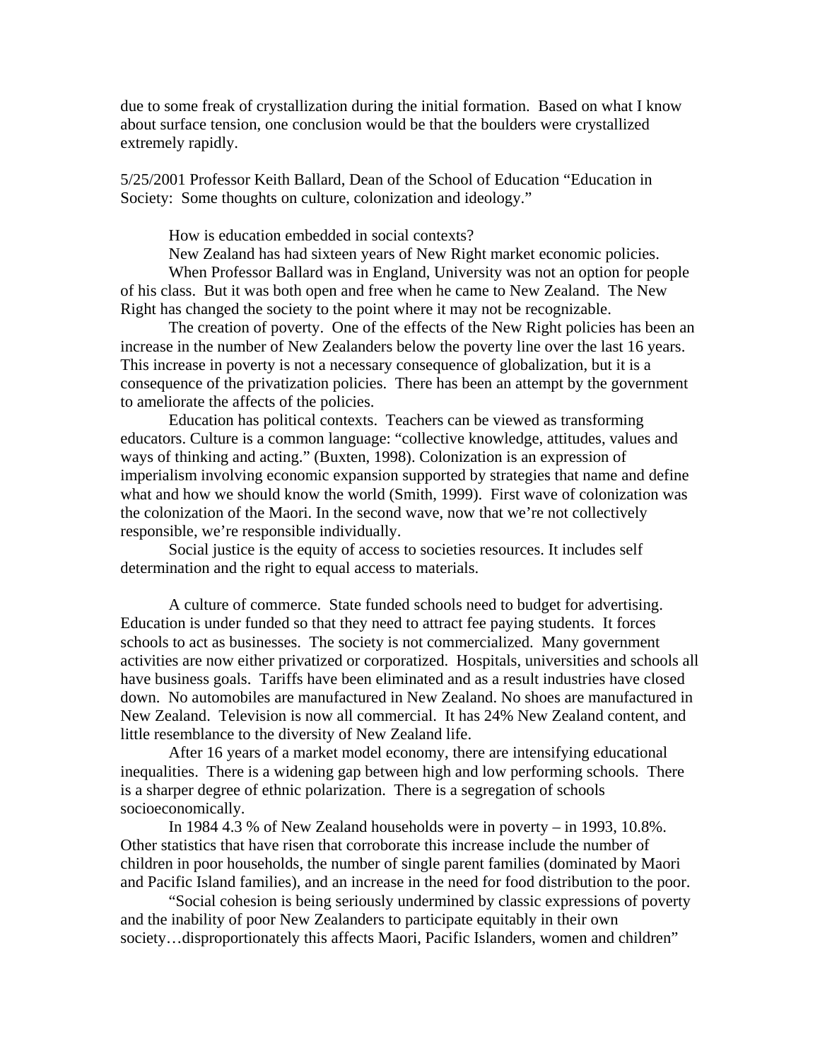due to some freak of crystallization during the initial formation. Based on what I know about surface tension, one conclusion would be that the boulders were crystallized extremely rapidly.

5/25/2001 Professor Keith Ballard, Dean of the School of Education "Education in Society: Some thoughts on culture, colonization and ideology."

How is education embedded in social contexts?

New Zealand has had sixteen years of New Right market economic policies.

When Professor Ballard was in England, University was not an option for people of his class. But it was both open and free when he came to New Zealand. The New Right has changed the society to the point where it may not be recognizable.

The creation of poverty. One of the effects of the New Right policies has been an increase in the number of New Zealanders below the poverty line over the last 16 years. This increase in poverty is not a necessary consequence of globalization, but it is a consequence of the privatization policies. There has been an attempt by the government to ameliorate the affects of the policies.

Education has political contexts. Teachers can be viewed as transforming educators. Culture is a common language: "collective knowledge, attitudes, values and ways of thinking and acting." (Buxten, 1998). Colonization is an expression of imperialism involving economic expansion supported by strategies that name and define what and how we should know the world (Smith, 1999). First wave of colonization was the colonization of the Maori. In the second wave, now that we're not collectively responsible, we're responsible individually.

Social justice is the equity of access to societies resources. It includes self determination and the right to equal access to materials.

A culture of commerce. State funded schools need to budget for advertising. Education is under funded so that they need to attract fee paying students. It forces schools to act as businesses. The society is not commercialized. Many government activities are now either privatized or corporatized. Hospitals, universities and schools all have business goals. Tariffs have been eliminated and as a result industries have closed down. No automobiles are manufactured in New Zealand. No shoes are manufactured in New Zealand. Television is now all commercial. It has 24% New Zealand content, and little resemblance to the diversity of New Zealand life.

After 16 years of a market model economy, there are intensifying educational inequalities. There is a widening gap between high and low performing schools. There is a sharper degree of ethnic polarization. There is a segregation of schools socioeconomically.

In 1984 4.3 % of New Zealand households were in poverty – in 1993, 10.8%. Other statistics that have risen that corroborate this increase include the number of children in poor households, the number of single parent families (dominated by Maori and Pacific Island families), and an increase in the need for food distribution to the poor.

"Social cohesion is being seriously undermined by classic expressions of poverty and the inability of poor New Zealanders to participate equitably in their own society…disproportionately this affects Maori, Pacific Islanders, women and children"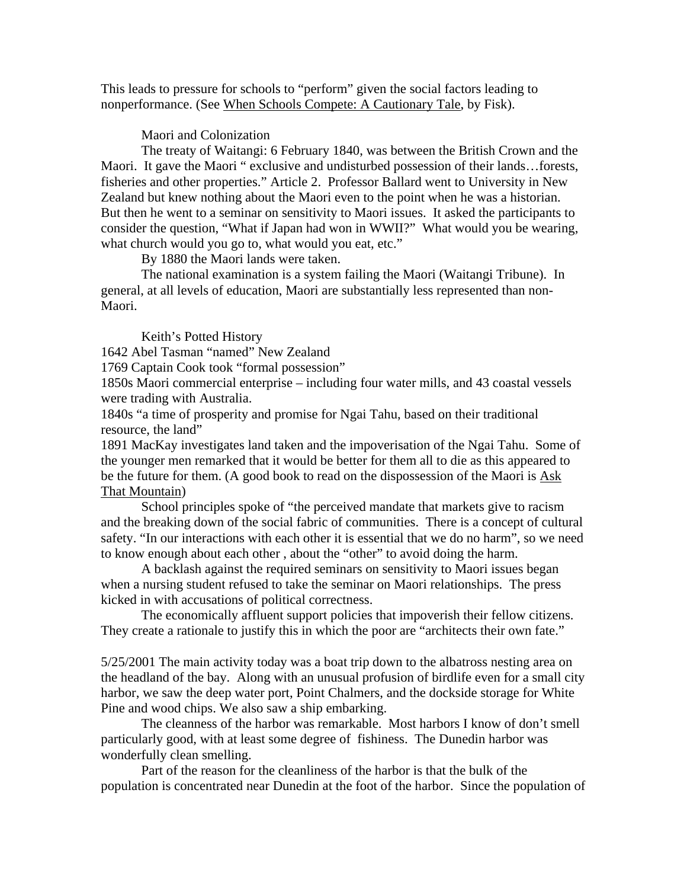This leads to pressure for schools to "perform" given the social factors leading to nonperformance. (See When Schools Compete: A Cautionary Tale, by Fisk).

Maori and Colonization

The treaty of Waitangi: 6 February 1840, was between the British Crown and the Maori. It gave the Maori " exclusive and undisturbed possession of their lands…forests, fisheries and other properties." Article 2. Professor Ballard went to University in New Zealand but knew nothing about the Maori even to the point when he was a historian. But then he went to a seminar on sensitivity to Maori issues. It asked the participants to consider the question, "What if Japan had won in WWII?" What would you be wearing, what church would you go to, what would you eat, etc."

By 1880 the Maori lands were taken.

The national examination is a system failing the Maori (Waitangi Tribune). In general, at all levels of education, Maori are substantially less represented than non-Maori.

Keith's Potted History

1642 Abel Tasman "named" New Zealand

1769 Captain Cook took "formal possession"

1850s Maori commercial enterprise – including four water mills, and 43 coastal vessels were trading with Australia.

1840s "a time of prosperity and promise for Ngai Tahu, based on their traditional resource, the land"

1891 MacKay investigates land taken and the impoverisation of the Ngai Tahu. Some of the younger men remarked that it would be better for them all to die as this appeared to be the future for them. (A good book to read on the dispossession of the Maori is Ask That Mountain)

School principles spoke of "the perceived mandate that markets give to racism and the breaking down of the social fabric of communities. There is a concept of cultural safety. "In our interactions with each other it is essential that we do no harm", so we need to know enough about each other , about the "other" to avoid doing the harm.

A backlash against the required seminars on sensitivity to Maori issues began when a nursing student refused to take the seminar on Maori relationships. The press kicked in with accusations of political correctness.

The economically affluent support policies that impoverish their fellow citizens. They create a rationale to justify this in which the poor are "architects their own fate."

5/25/2001 The main activity today was a boat trip down to the albatross nesting area on the headland of the bay. Along with an unusual profusion of birdlife even for a small city harbor, we saw the deep water port, Point Chalmers, and the dockside storage for White Pine and wood chips. We also saw a ship embarking.

The cleanness of the harbor was remarkable. Most harbors I know of don't smell particularly good, with at least some degree of fishiness. The Dunedin harbor was wonderfully clean smelling.

Part of the reason for the cleanliness of the harbor is that the bulk of the population is concentrated near Dunedin at the foot of the harbor. Since the population of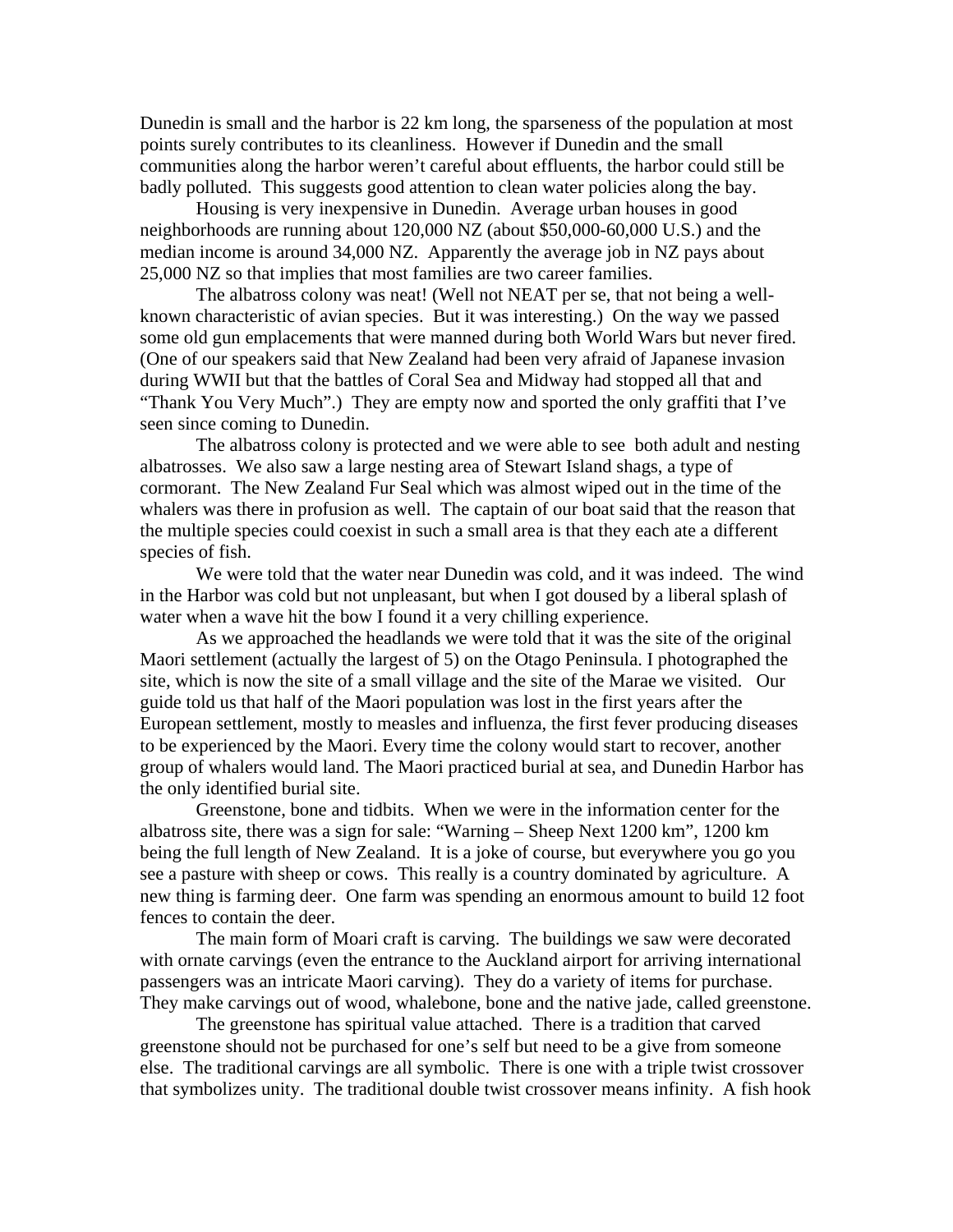Dunedin is small and the harbor is 22 km long, the sparseness of the population at most points surely contributes to its cleanliness. However if Dunedin and the small communities along the harbor weren't careful about effluents, the harbor could still be badly polluted. This suggests good attention to clean water policies along the bay.

Housing is very inexpensive in Dunedin. Average urban houses in good neighborhoods are running about 120,000 NZ (about $50,000-60,000 U.S.) and the median income is around 34,000 NZ. Apparently the average job in NZ pays about 25,000 NZ so that implies that most families are two career families.

The albatross colony was neat! (Well not NEAT per se, that not being a well-known characteristic of avian species. But it was interesting.) On the way we passed some old gun emplacements that were manned during both World Wars but never fired. (One of our speakers said that New Zealand had been very afraid of Japanese invasion during WWII but that the battles of Coral Sea and Midway had stopped all that and "Thank You Very Much".) They are empty now and sported the only graffiti that I've seen since coming to Dunedin.

The albatross colony is protected and we were able to see both adult and nesting albatrosses. We also saw a large nesting area of Stewart Island shags, a type of cormorant. The New Zealand Fur Seal which was almost wiped out in the time of the whalers was there in profusion as well. The captain of our boat said that the reason that the multiple species could coexist in such a small area is that they each ate a different species of fish.

We were told that the water near Dunedin was cold, and it was indeed. The wind in the Harbor was cold but not unpleasant, but when I got doused by a liberal splash of water when a wave hit the bow I found it a very chilling experience.

As we approached the headlands we were told that it was the site of the original Maori settlement (actually the largest of 5) on the Otago Peninsula. I photographed the site, which is now the site of a small village and the site of the Marae we visited. Our guide told us that half of the Maori population was lost in the first years after the European settlement, mostly to measles and influenza, the first fever producing diseases to be experienced by the Maori. Every time the colony would start to recover, another group of whalers would land. The Maori practiced burial at sea, and Dunedin Harbor has the only identified burial site.

Greenstone, bone and tidbits. When we were in the information center for the albatross site, there was a sign for sale: "Warning – Sheep Next 1200 km", 1200 km being the full length of New Zealand. It is a joke of course, but everywhere you go you see a pasture with sheep or cows. This really is a country dominated by agriculture. A new thing is farming deer. One farm was spending an enormous amount to build 12 foot fences to contain the deer.

The main form of Moari craft is carving. The buildings we saw were decorated with ornate carvings (even the entrance to the Auckland airport for arriving international passengers was an intricate Maori carving). They do a variety of items for purchase. They make carvings out of wood, whalebone, bone and the native jade, called greenstone.

The greenstone has spiritual value attached. There is a tradition that carved greenstone should not be purchased for one's self but need to be a give from someone else. The traditional carvings are all symbolic. There is one with a triple twist crossover that symbolizes unity. The traditional double twist crossover means infinity. A fish hook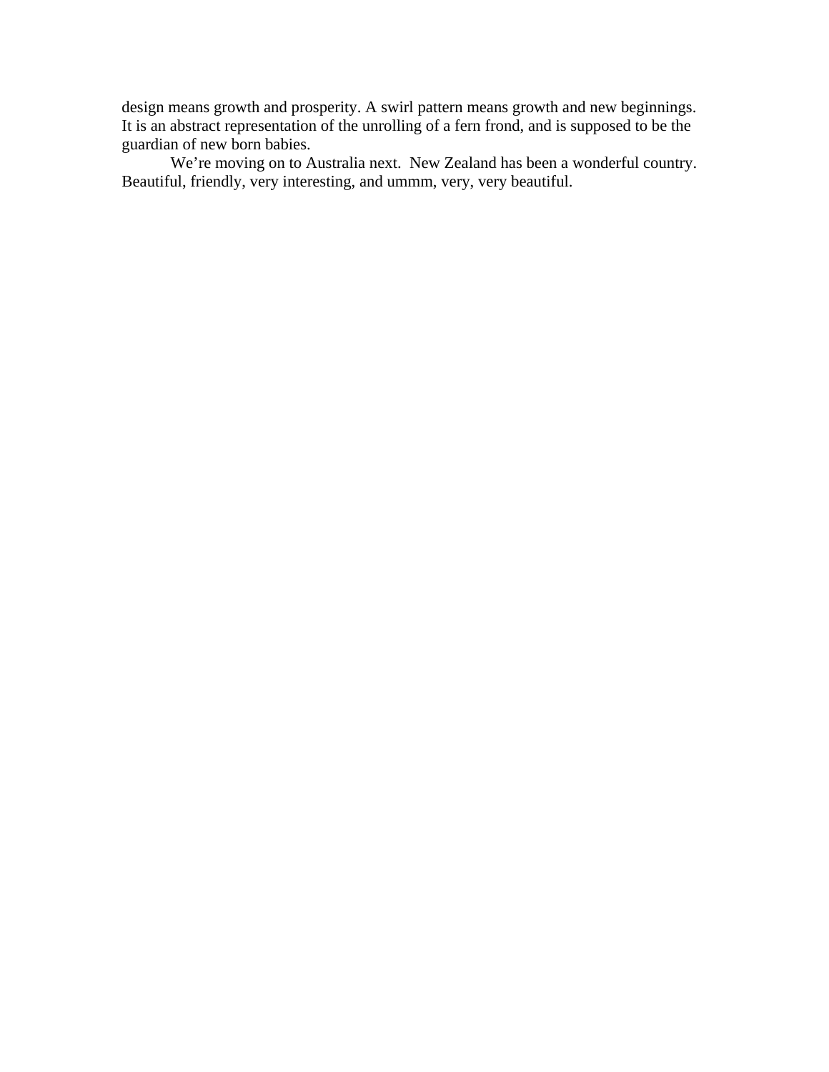design means growth and prosperity. A swirl pattern means growth and new beginnings. It is an abstract representation of the unrolling of a fern frond, and is supposed to be the guardian of new born babies.

We're moving on to Australia next. New Zealand has been a wonderful country. Beautiful, friendly, very interesting, and ummm, very, very beautiful.